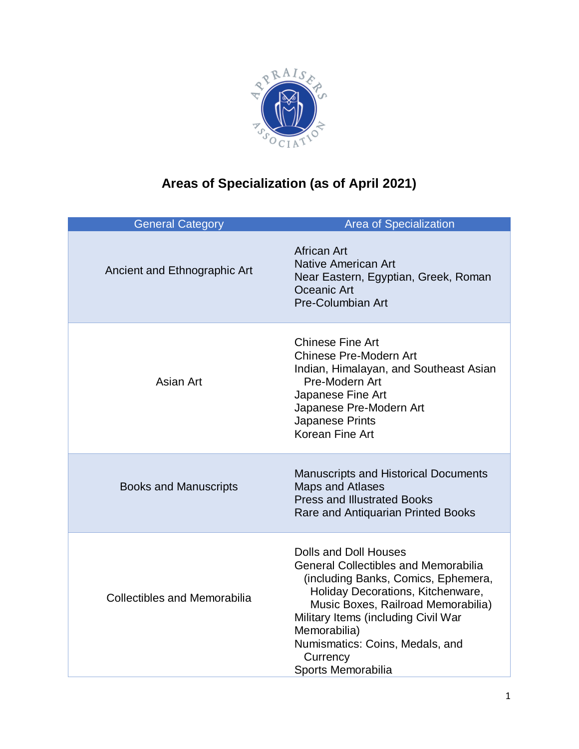# Areas of Specialization (as of April 2021)

| General Category | Area of Specialization |
| --- | --- |
| Ancient and Ethnographic Art | African Art<br>Native American Art<br>Near Eastern, Egyptian, Greek, Roman<br>Oceanic Art<br>Pre-Columbian Art |
| Asian Art | Chinese Fine Art<br>Chinese Pre-Modern Art<br>Indian, Himalayan, and Southeast Asian Pre-Modern Art<br>Japanese Fine Art<br>Japanese Pre-Modern Art<br>Japanese Prints<br>Korean Fine Art |
| Books and Manuscripts | Manuscripts and Historical Documents<br>Maps and Atlases<br>Press and Illustrated Books<br>Rare and Antiquarian Printed Books |
| Collectibles and Memorabilia | Dolls and Doll Houses<br>General Collectibles and Memorabilia (including Banks, Comics, Ephemera, Holiday Decorations, Kitchenware, Music Boxes, Railroad Memorabilia)<br>Military Items (including Civil War Memorabilia)<br>Numismatics: Coins, Medals, and Currency<br>Sports Memorabilia |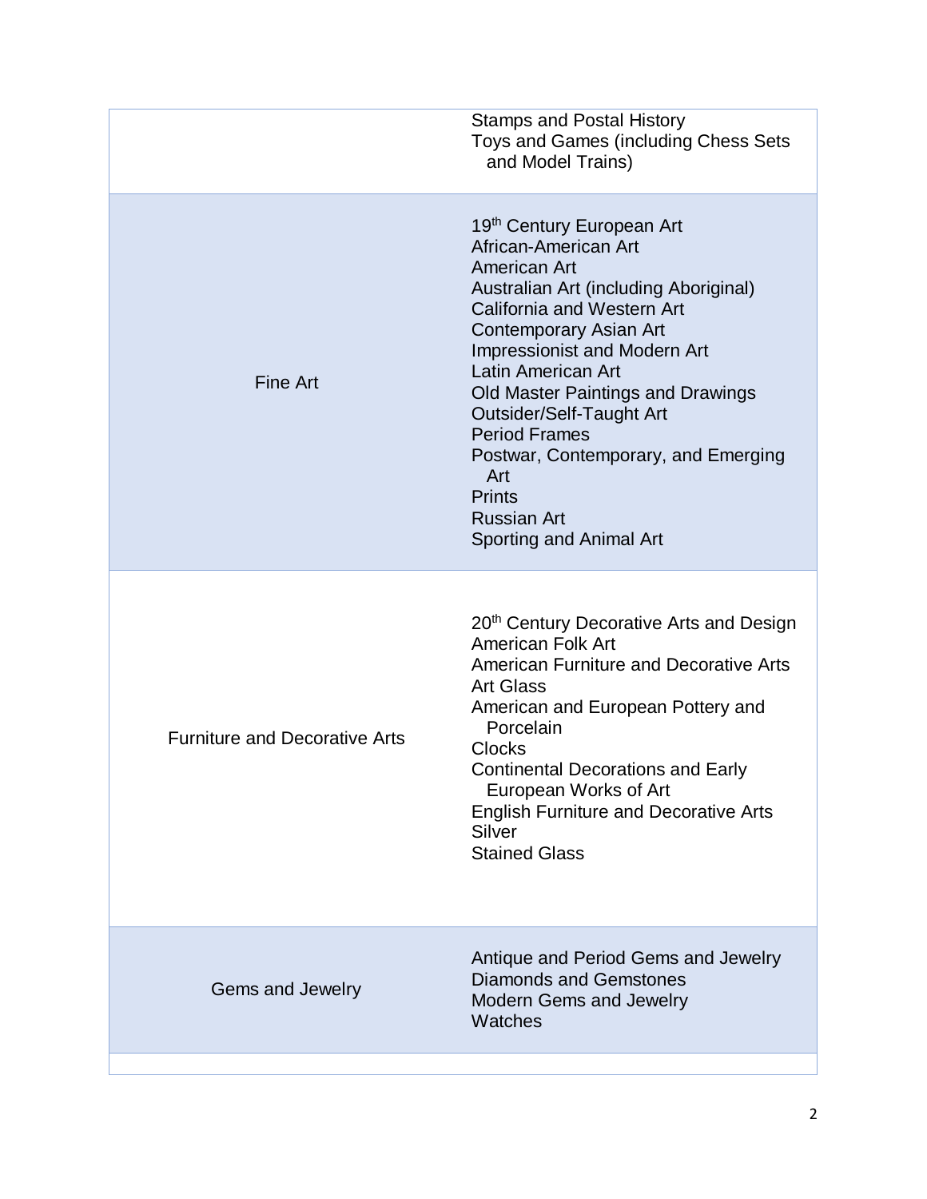| | |
|---|---|
| | Stamps and Postal History<br>Toys and Games (including Chess Sets and Model Trains) |
| Fine Art | 19th Century European Art<br>African-American Art<br>American Art<br>Australian Art (including Aboriginal)<br>California and Western Art<br>Contemporary Asian Art<br>Impressionist and Modern Art<br>Latin American Art<br>Old Master Paintings and Drawings<br>Outsider/Self-Taught Art<br>Period Frames<br>Postwar, Contemporary, and Emerging Art<br>Prints<br>Russian Art<br>Sporting and Animal Art |
| Furniture and Decorative Arts | 20th Century Decorative Arts and Design<br>American Folk Art<br>American Furniture and Decorative Arts<br>Art Glass<br>American and European Pottery and Porcelain<br>Clocks<br>Continental Decorations and Early European Works of Art<br>English Furniture and Decorative Arts<br>Silver<br>Stained Glass |
| Gems and Jewelry | Antique and Period Gems and Jewelry<br>Diamonds and Gemstones<br>Modern Gems and Jewelry<br>Watches |
| | |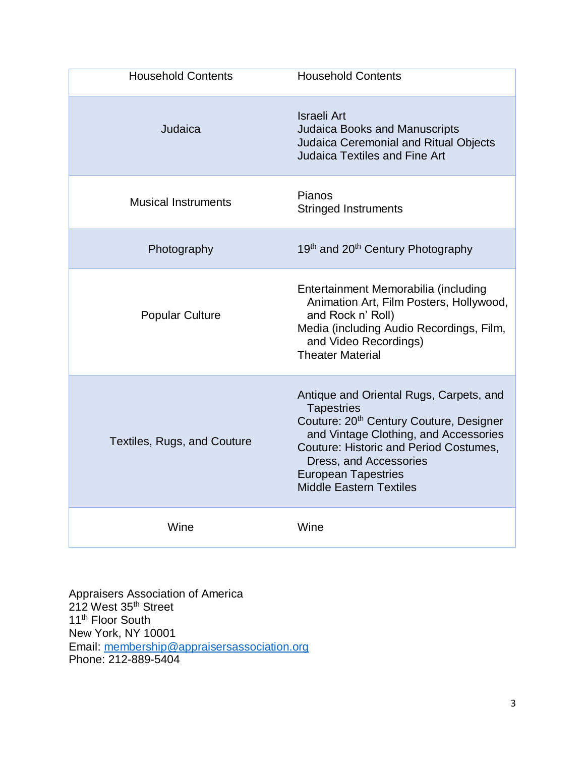| | |
|---|---|
| Household Contents | Household Contents |
| Judaica | Israeli Art<br>Judaica Books and Manuscripts<br>Judaica Ceremonial and Ritual Objects<br>Judaica Textiles and Fine Art |
| Musical Instruments | Pianos<br>Stringed Instruments |
| Photography | 19th and 20th Century Photography |
| Popular Culture | Entertainment Memorabilia (including Animation Art, Film Posters, Hollywood, and Rock n' Roll)<br>Media (including Audio Recordings, Film, and Video Recordings)<br>Theater Material |
| Textiles, Rugs, and Couture | Antique and Oriental Rugs, Carpets, and Tapestries<br>Couture: 20th Century Couture, Designer and Vintage Clothing, and Accessories<br>Couture: Historic and Period Costumes, Dress, and Accessories<br>European Tapestries<br>Middle Eastern Textiles |
| Wine | Wine |

Appraisers Association of America
212 West 35th Street
11th Floor South
New York, NY 10001
Email: membership@appraisersassociation.org
Phone: 212-889-5404